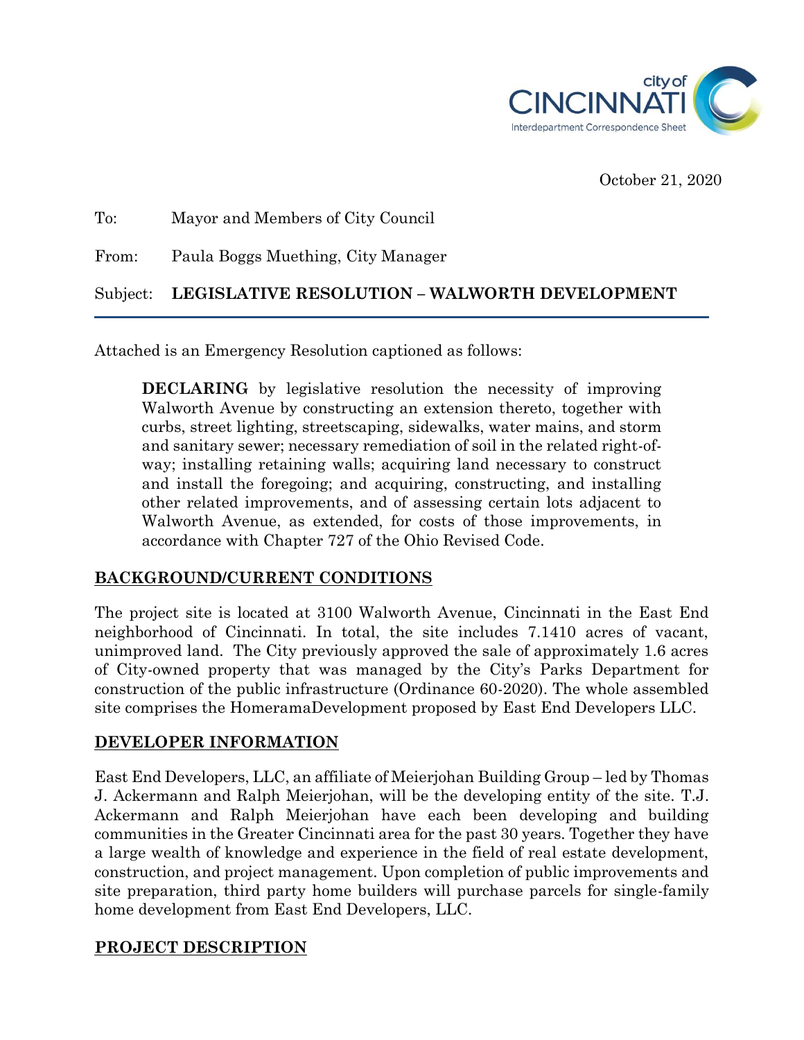city of CINCINNATI
Interdepartment Correspondence Sheet

October 21, 2020

To: Mayor and Members of City Council

From: Paula Boggs Muething, City Manager

Subject: **LEGISLATIVE RESOLUTION – WALWORTH DEVELOPMENT**

---

Attached is an Emergency Resolution captioned as follows:

> **DECLARING** by legislative resolution the necessity of improving Walworth Avenue by constructing an extension thereto, together with curbs, street lighting, streetscaping, sidewalks, water mains, and storm and sanitary sewer; necessary remediation of soil in the related right-of-way; installing retaining walls; acquiring land necessary to construct and install the foregoing; and acquiring, constructing, and installing other related improvements, and of assessing certain lots adjacent to Walworth Avenue, as extended, for costs of those improvements, in accordance with Chapter 727 of the Ohio Revised Code.

## BACKGROUND/CURRENT CONDITIONS

The project site is located at 3100 Walworth Avenue, Cincinnati in the East End neighborhood of Cincinnati. In total, the site includes 7.1410 acres of vacant, unimproved land. The City previously approved the sale of approximately 1.6 acres of City-owned property that was managed by the City's Parks Department for construction of the public infrastructure (Ordinance 60-2020). The whole assembled site comprises the HomeramaDevelopment proposed by East End Developers LLC.

## DEVELOPER INFORMATION

East End Developers, LLC, an affiliate of Meierjohan Building Group – led by Thomas J. Ackermann and Ralph Meierjohan, will be the developing entity of the site. T.J. Ackermann and Ralph Meierjohan have each been developing and building communities in the Greater Cincinnati area for the past 30 years. Together they have a large wealth of knowledge and experience in the field of real estate development, construction, and project management. Upon completion of public improvements and site preparation, third party home builders will purchase parcels for single-family home development from East End Developers, LLC.

## PROJECT DESCRIPTION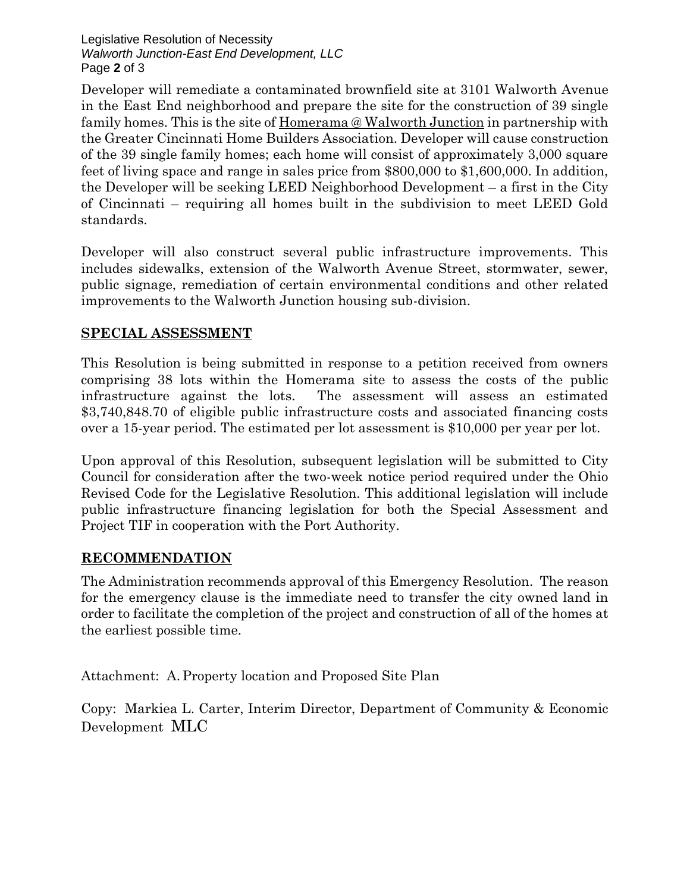Developer will remediate a contaminated brownfield site at 3101 Walworth Avenue in the East End neighborhood and prepare the site for the construction of 39 single family homes. This is the site of Homerama @ Walworth Junction in partnership with the Greater Cincinnati Home Builders Association. Developer will cause construction of the 39 single family homes; each home will consist of approximately 3,000 square feet of living space and range in sales price from $800,000 to $1,600,000. In addition, the Developer will be seeking LEED Neighborhood Development – a first in the City of Cincinnati – requiring all homes built in the subdivision to meet LEED Gold standards.

Developer will also construct several public infrastructure improvements. This includes sidewalks, extension of the Walworth Avenue Street, stormwater, sewer, public signage, remediation of certain environmental conditions and other related improvements to the Walworth Junction housing sub-division.

## SPECIAL ASSESSMENT

This Resolution is being submitted in response to a petition received from owners comprising 38 lots within the Homerama site to assess the costs of the public infrastructure against the lots. The assessment will assess an estimated $3,740,848.70 of eligible public infrastructure costs and associated financing costs over a 15-year period. The estimated per lot assessment is $10,000 per year per lot.

Upon approval of this Resolution, subsequent legislation will be submitted to City Council for consideration after the two-week notice period required under the Ohio Revised Code for the Legislative Resolution. This additional legislation will include public infrastructure financing legislation for both the Special Assessment and Project TIF in cooperation with the Port Authority.

## RECOMMENDATION

The Administration recommends approval of this Emergency Resolution. The reason for the emergency clause is the immediate need to transfer the city owned land in order to facilitate the completion of the project and construction of all of the homes at the earliest possible time.

Attachment: A. Property location and Proposed Site Plan

Copy: Markiea L. Carter, Interim Director, Department of Community & Economic Development MLC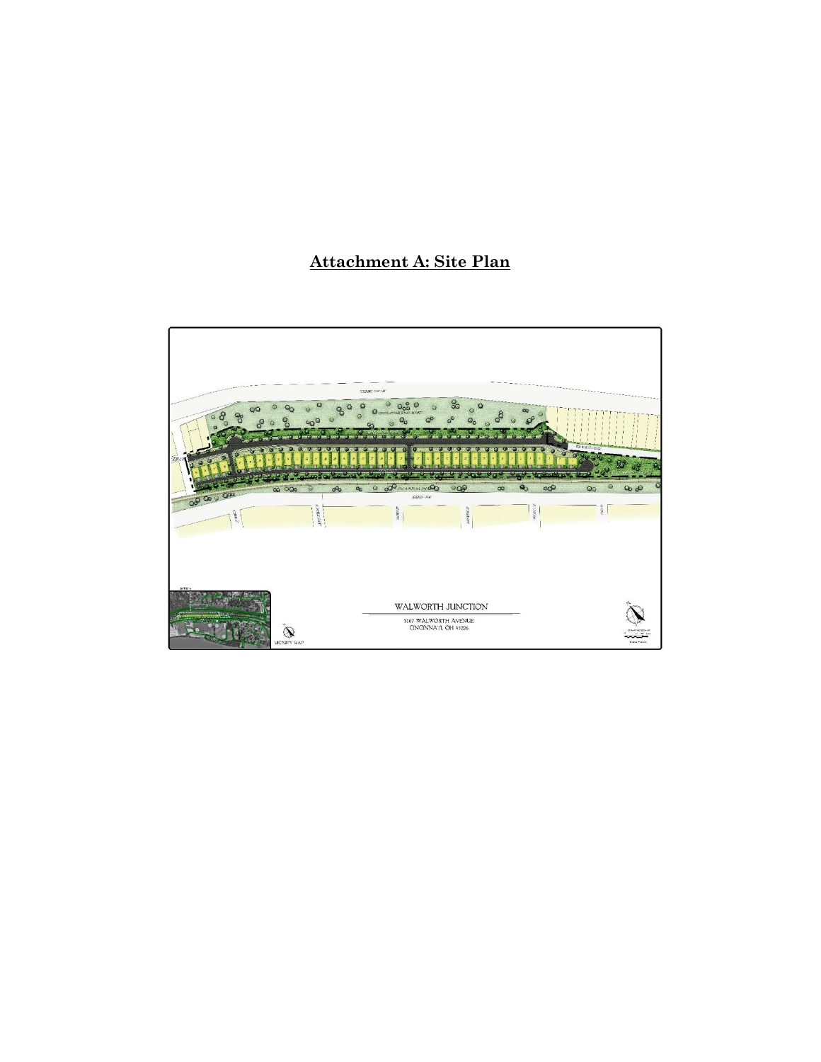## Attachment A: Site Plan

WALWORTH JUNCTION

3007 WALWORTH AVENUE
CINCINNATI, OH 45226

VICINITY MAP